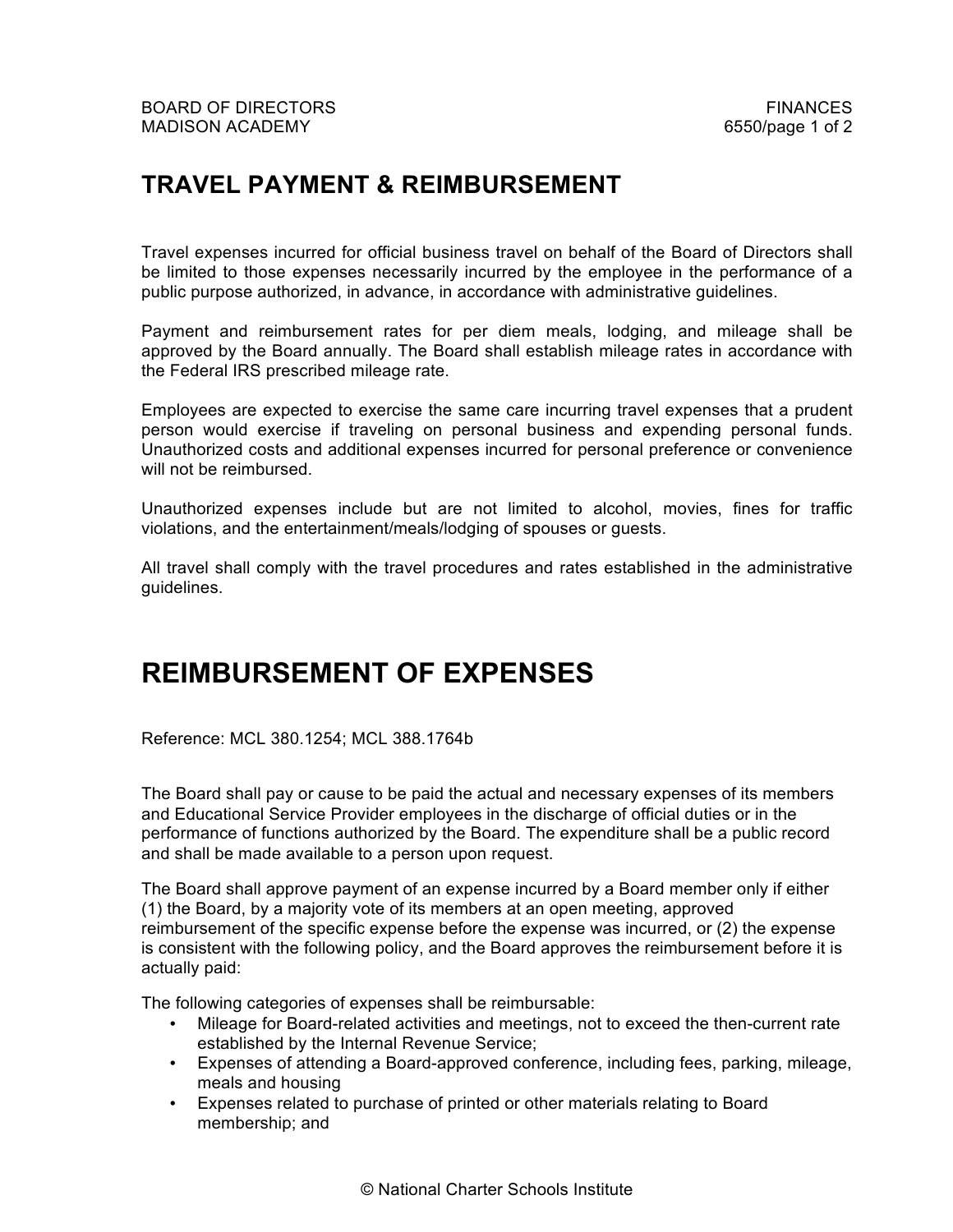# TRAVEL PAYMENT & REIMBURSEMENT

Travel expenses incurred for official business travel on behalf of the Board of Directors shall be limited to those expenses necessarily incurred by the employee in the performance of a public purpose authorized, in advance, in accordance with administrative guidelines.

Payment and reimbursement rates for per diem meals, lodging, and mileage shall be approved by the Board annually. The Board shall establish mileage rates in accordance with the Federal IRS prescribed mileage rate.

Employees are expected to exercise the same care incurring travel expenses that a prudent person would exercise if traveling on personal business and expending personal funds. Unauthorized costs and additional expenses incurred for personal preference or convenience will not be reimbursed.

Unauthorized expenses include but are not limited to alcohol, movies, fines for traffic violations, and the entertainment/meals/lodging of spouses or guests.

All travel shall comply with the travel procedures and rates established in the administrative guidelines.

# REIMBURSEMENT OF EXPENSES

Reference: MCL 380.1254; MCL 388.1764b

The Board shall pay or cause to be paid the actual and necessary expenses of its members and Educational Service Provider employees in the discharge of official duties or in the performance of functions authorized by the Board. The expenditure shall be a public record and shall be made available to a person upon request.

The Board shall approve payment of an expense incurred by a Board member only if either (1) the Board, by a majority vote of its members at an open meeting, approved reimbursement of the specific expense before the expense was incurred, or (2) the expense is consistent with the following policy, and the Board approves the reimbursement before it is actually paid:

The following categories of expenses shall be reimbursable:

- Mileage for Board-related activities and meetings, not to exceed the then-current rate established by the Internal Revenue Service;
- Expenses of attending a Board-approved conference, including fees, parking, mileage, meals and housing
- Expenses related to purchase of printed or other materials relating to Board membership; and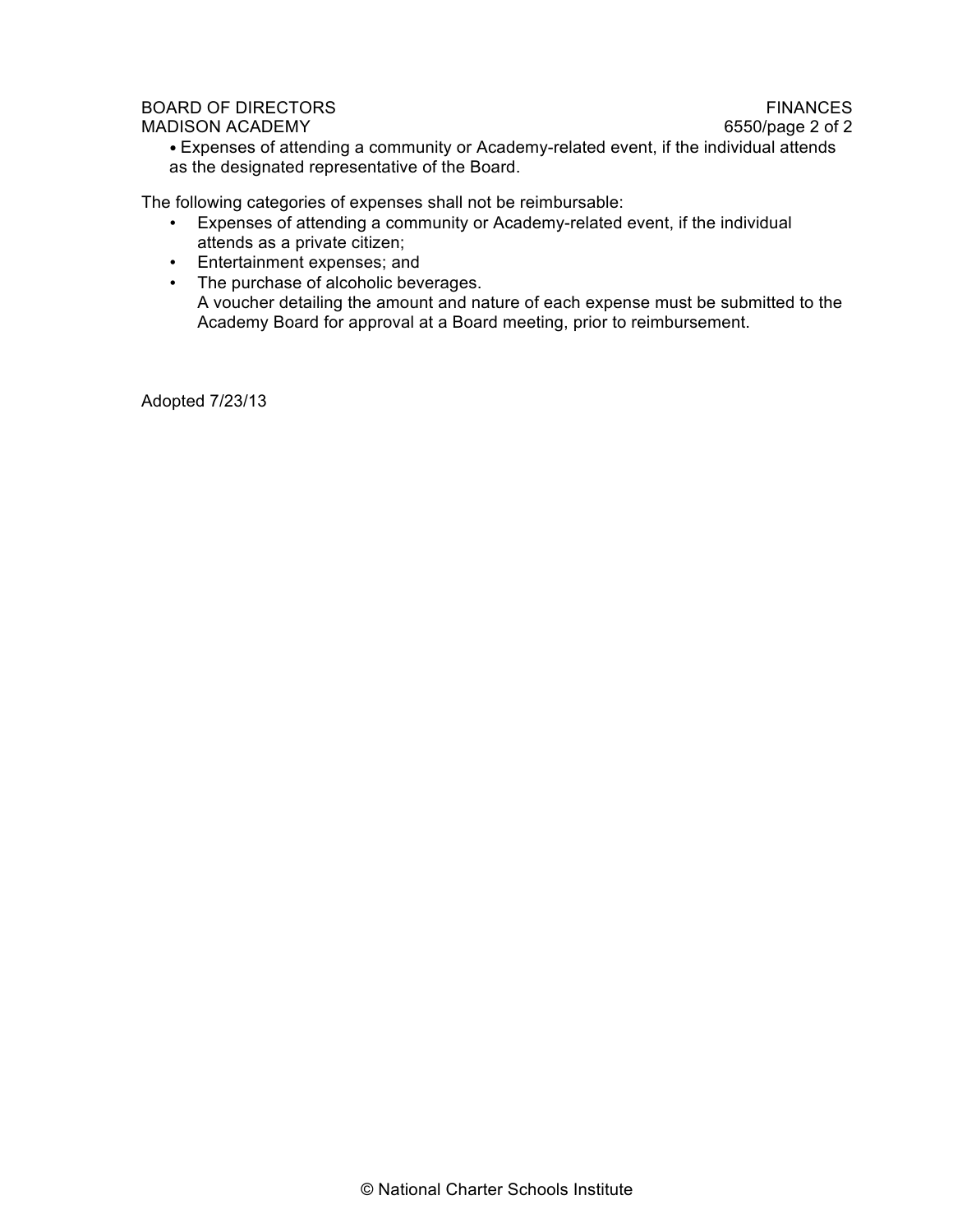- Expenses of attending a community or Academy-related event, if the individual attends as the designated representative of the Board.

The following categories of expenses shall not be reimbursable:

- Expenses of attending a community or Academy-related event, if the individual attends as a private citizen;
- Entertainment expenses; and
- The purchase of alcoholic beverages.
  A voucher detailing the amount and nature of each expense must be submitted to the Academy Board for approval at a Board meeting, prior to reimbursement.

Adopted 7/23/13

© National Charter Schools Institute